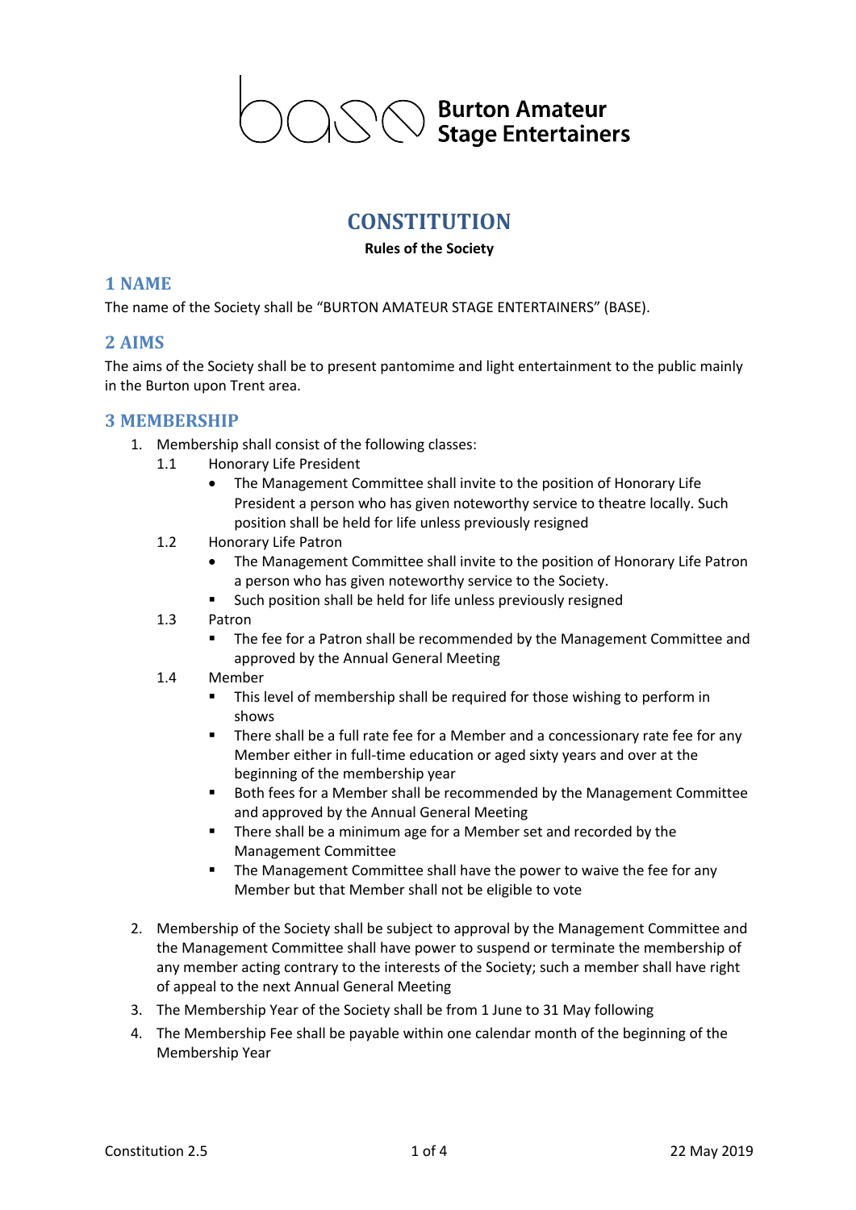Burton Amateur Stage Entertainers

# CONSTITUTION

**Rules of the Society**

## 1 NAME

The name of the Society shall be "BURTON AMATEUR STAGE ENTERTAINERS" (BASE).

## 2 AIMS

The aims of the Society shall be to present pantomime and light entertainment to the public mainly in the Burton upon Trent area.

## 3 MEMBERSHIP

1. Membership shall consist of the following classes:
   - 1.1 Honorary Life President
     - The Management Committee shall invite to the position of Honorary Life President a person who has given noteworthy service to theatre locally. Such position shall be held for life unless previously resigned
   - 1.2 Honorary Life Patron
     - The Management Committee shall invite to the position of Honorary Life Patron a person who has given noteworthy service to the Society.
     - Such position shall be held for life unless previously resigned
   - 1.3 Patron
     - The fee for a Patron shall be recommended by the Management Committee and approved by the Annual General Meeting
   - 1.4 Member
     - This level of membership shall be required for those wishing to perform in shows
     - There shall be a full rate fee for a Member and a concessionary rate fee for any Member either in full-time education or aged sixty years and over at the beginning of the membership year
     - Both fees for a Member shall be recommended by the Management Committee and approved by the Annual General Meeting
     - There shall be a minimum age for a Member set and recorded by the Management Committee
     - The Management Committee shall have the power to waive the fee for any Member but that Member shall not be eligible to vote

2. Membership of the Society shall be subject to approval by the Management Committee and the Management Committee shall have power to suspend or terminate the membership of any member acting contrary to the interests of the Society; such a member shall have right of appeal to the next Annual General Meeting
3. The Membership Year of the Society shall be from 1 June to 31 May following
4. The Membership Fee shall be payable within one calendar month of the beginning of the Membership Year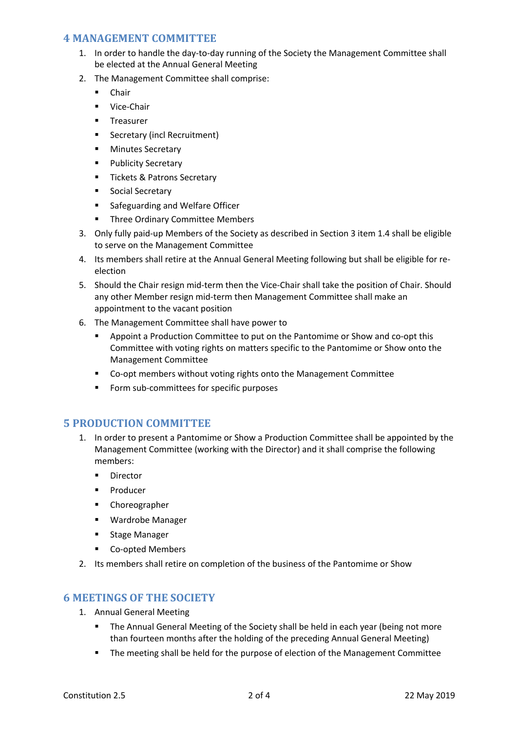## 4 MANAGEMENT COMMITTEE

1. In order to handle the day-to-day running of the Society the Management Committee shall be elected at the Annual General Meeting
2. The Management Committee shall comprise:
   - Chair
   - Vice-Chair
   - Treasurer
   - Secretary (incl Recruitment)
   - Minutes Secretary
   - Publicity Secretary
   - Tickets & Patrons Secretary
   - Social Secretary
   - Safeguarding and Welfare Officer
   - Three Ordinary Committee Members
3. Only fully paid-up Members of the Society as described in Section 3 item 1.4 shall be eligible to serve on the Management Committee
4. Its members shall retire at the Annual General Meeting following but shall be eligible for re-election
5. Should the Chair resign mid-term then the Vice-Chair shall take the position of Chair. Should any other Member resign mid-term then Management Committee shall make an appointment to the vacant position
6. The Management Committee shall have power to
   - Appoint a Production Committee to put on the Pantomime or Show and co-opt this Committee with voting rights on matters specific to the Pantomime or Show onto the Management Committee
   - Co-opt members without voting rights onto the Management Committee
   - Form sub-committees for specific purposes

## 5 PRODUCTION COMMITTEE

1. In order to present a Pantomime or Show a Production Committee shall be appointed by the Management Committee (working with the Director) and it shall comprise the following members:
   - Director
   - Producer
   - Choreographer
   - Wardrobe Manager
   - Stage Manager
   - Co-opted Members
2. Its members shall retire on completion of the business of the Pantomime or Show

## 6 MEETINGS OF THE SOCIETY

1. Annual General Meeting
   - The Annual General Meeting of the Society shall be held in each year (being not more than fourteen months after the holding of the preceding Annual General Meeting)
   - The meeting shall be held for the purpose of election of the Management Committee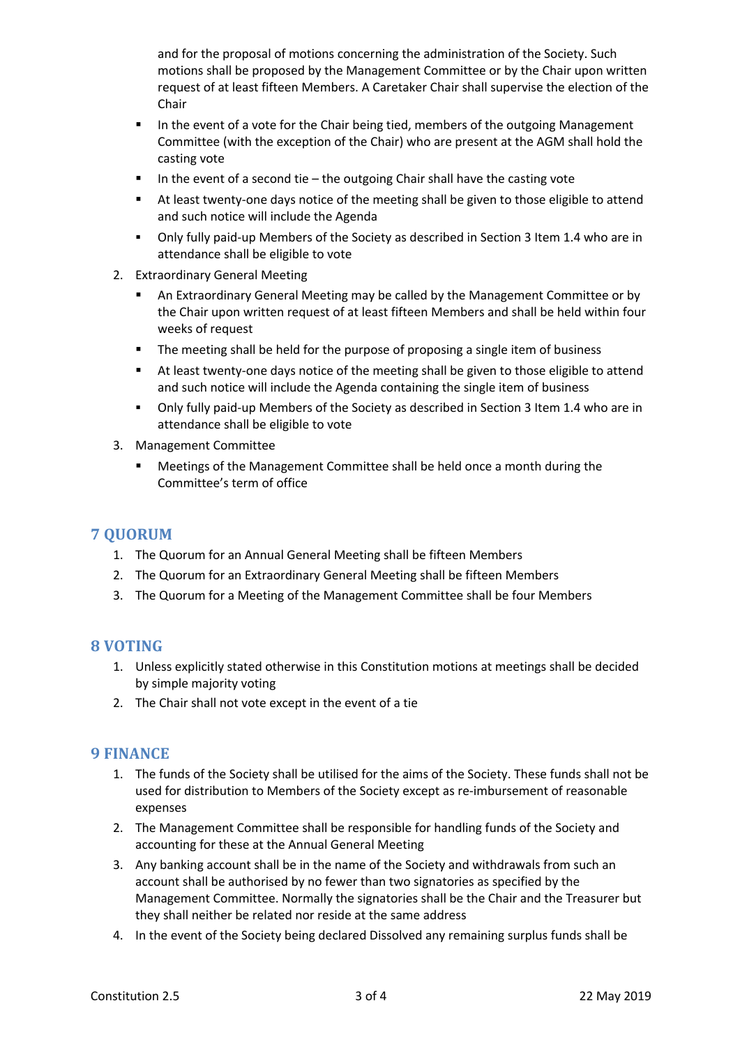and for the proposal of motions concerning the administration of the Society. Such motions shall be proposed by the Management Committee or by the Chair upon written request of at least fifteen Members. A Caretaker Chair shall supervise the election of the Chair

- In the event of a vote for the Chair being tied, members of the outgoing Management Committee (with the exception of the Chair) who are present at the AGM shall hold the casting vote
- In the event of a second tie – the outgoing Chair shall have the casting vote
- At least twenty-one days notice of the meeting shall be given to those eligible to attend and such notice will include the Agenda
- Only fully paid-up Members of the Society as described in Section 3 Item 1.4 who are in attendance shall be eligible to vote

2. Extraordinary General Meeting
   - An Extraordinary General Meeting may be called by the Management Committee or by the Chair upon written request of at least fifteen Members and shall be held within four weeks of request
   - The meeting shall be held for the purpose of proposing a single item of business
   - At least twenty-one days notice of the meeting shall be given to those eligible to attend and such notice will include the Agenda containing the single item of business
   - Only fully paid-up Members of the Society as described in Section 3 Item 1.4 who are in attendance shall be eligible to vote
3. Management Committee
   - Meetings of the Management Committee shall be held once a month during the Committee's term of office

## 7 QUORUM

1. The Quorum for an Annual General Meeting shall be fifteen Members
2. The Quorum for an Extraordinary General Meeting shall be fifteen Members
3. The Quorum for a Meeting of the Management Committee shall be four Members

## 8 VOTING

1. Unless explicitly stated otherwise in this Constitution motions at meetings shall be decided by simple majority voting
2. The Chair shall not vote except in the event of a tie

## 9 FINANCE

1. The funds of the Society shall be utilised for the aims of the Society. These funds shall not be used for distribution to Members of the Society except as re-imbursement of reasonable expenses
2. The Management Committee shall be responsible for handling funds of the Society and accounting for these at the Annual General Meeting
3. Any banking account shall be in the name of the Society and withdrawals from such an account shall be authorised by no fewer than two signatories as specified by the Management Committee. Normally the signatories shall be the Chair and the Treasurer but they shall neither be related nor reside at the same address
4. In the event of the Society being declared Dissolved any remaining surplus funds shall be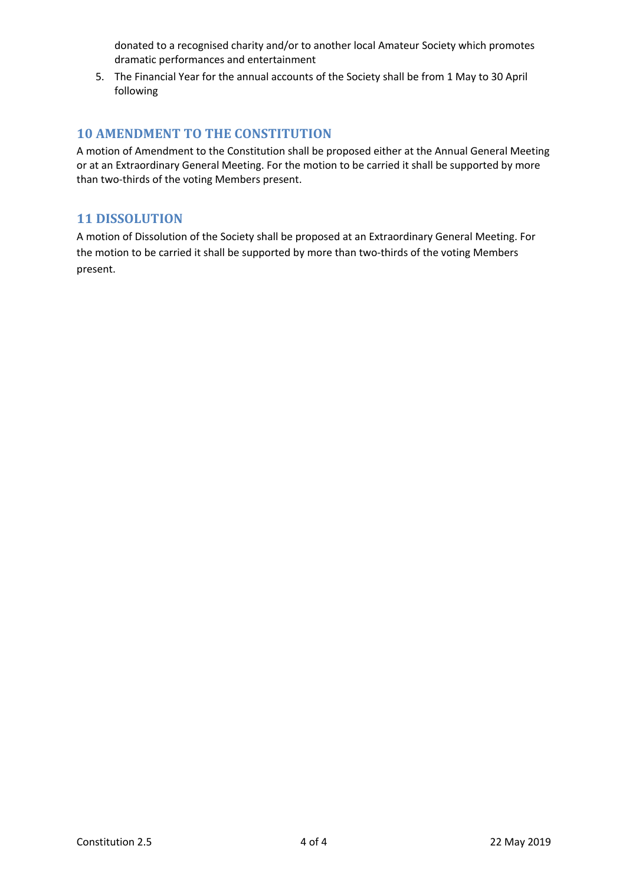donated to a recognised charity and/or to another local Amateur Society which promotes dramatic performances and entertainment

5. The Financial Year for the annual accounts of the Society shall be from 1 May to 30 April following

## 10 AMENDMENT TO THE CONSTITUTION

A motion of Amendment to the Constitution shall be proposed either at the Annual General Meeting or at an Extraordinary General Meeting. For the motion to be carried it shall be supported by more than two-thirds of the voting Members present.

## 11 DISSOLUTION

A motion of Dissolution of the Society shall be proposed at an Extraordinary General Meeting. For the motion to be carried it shall be supported by more than two-thirds of the voting Members present.